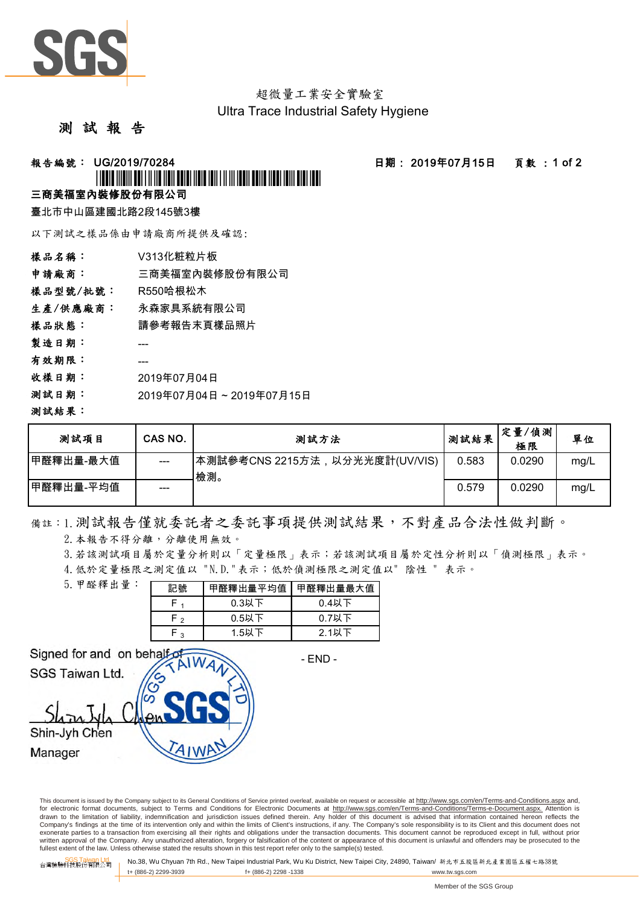SGS

超微量工業安全實驗室
Ultra Trace Industrial Safety Hygiene

# 測 試 報 告

**報告編號： UG/2019/70284**　　**日期： 2019年07月15日**　　**頁數 ：1 of 2**

**三商美福室內裝修股份有限公司**

臺北市中山區建國北路2段145號3樓

以下測試之樣品係由申請廠商所提供及確認:

**樣品名稱：** V313化粧粒片板

**申請廠商：** 三商美福室內裝修股份有限公司

**樣品型號/批號：** R550哈根松木

**生產/供應廠商：** 永森家具系統有限公司

**樣品狀態：** 請參考報告末頁樣品照片

**製造日期：** ---

**有效期限：** ---

**收樣日期：** 2019年07月04日

**測試日期：** 2019年07月04日 ~ 2019年07月15日

**測試結果：**

| 測試項目 | CAS NO. | 測試方法 | 測試結果 | 定量/偵測極限 | 單位 |
|---|---|---|---|---|---|
| 甲醛釋出量-最大值 | --- | 本測試參考CNS 2215方法，以分光光度計(UV/VIS)檢測。 | 0.583 | 0.0290 | mg/L |
| 甲醛釋出量-平均值 | --- | | 0.579 | 0.0290 | mg/L |

備註：1. 測試報告僅就委託者之委託事項提供測試結果，不對產品合法性做判斷。

2. 本報告不得分離，分離使用無效。

3. 若該測試項目屬於定量分析則以「定量極限」表示；若該測試項目屬於定性分析則以「偵測極限」表示。

4. 低於定量極限之測定值以 "N.D."表示；低於偵測極限之測定值以" 陰性 " 表示。

5. 甲醛釋出量：

| 記號 | 甲醛釋出量平均值 | 甲醛釋出量最大值 |
|---|---|---|
| $F_1$ | 0.3以下 | 0.4以下 |
| $F_2$ | 0.5以下 | 0.7以下 |
| $F_3$ | 1.5以下 | 2.1以下 |

- END -

Signed for and on behalf of
SGS Taiwan Ltd.

Shin-Jyh Chen
Manager

This document is issued by the Company subject to its General Conditions of Service printed overleaf, available on request or accessible at http://www.sgs.com/en/Terms-and-Conditions.aspx and, for electronic format documents, subject to Terms and Conditions for Electronic Documents at http://www.sgs.com/en/Terms-and-Conditions/Terms-e-Document.aspx. Attention is drawn to the limitation of liability, indemnification and jurisdiction issues defined therein. Any holder of this document is advised that information contained hereon reflects the Company's findings at the time of its intervention only and within the limits of Client's instructions, if any. The Company's sole responsibility is to its Client and this document does not exonerate parties to a transaction from exercising all their rights and obligations under the transaction documents. This document cannot be reproduced except in full, without prior written approval of the Company. Any unauthorized alteration, forgery or falsification of the content or appearance of this document is unlawful and offenders may be prosecuted to the fullest extent of the law. Unless otherwise stated the results shown in this test report refer only to the sample(s) tested.

SGS Taiwan Ltd. 台灣檢驗科技股份有限公司　No.38, Wu Chyuan 7th Rd., New Taipei Industrial Park, Wu Ku District, New Taipei City, 24890, Taiwan/ 新北市五股區新北產業園區五權七路38號
t+ (886-2) 2299-3939　f+ (886-2) 2298 -1338　www.tw.sgs.com

Member of the SGS Group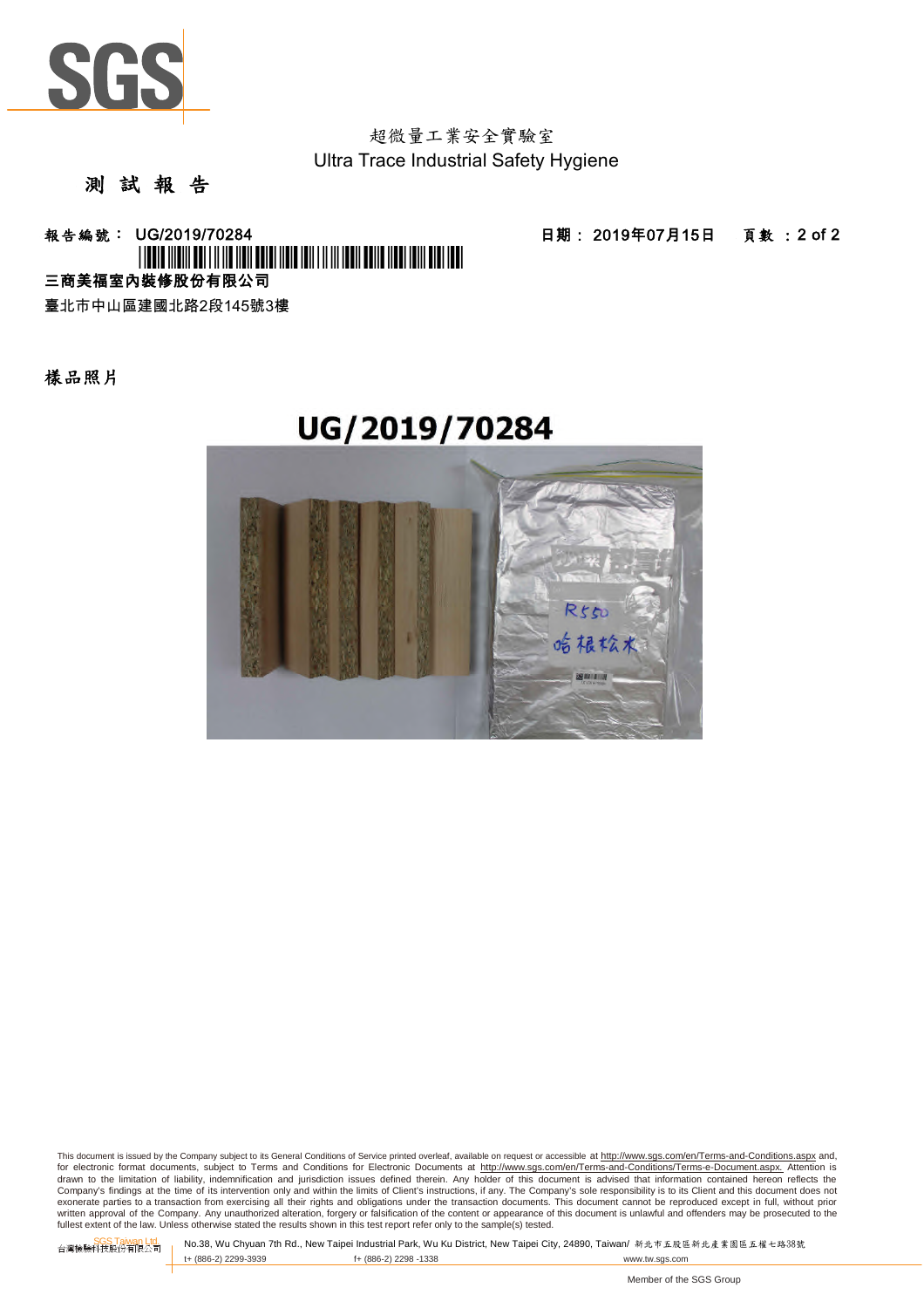超微量工業安全實驗室

Ultra Trace Industrial Safety Hygiene

# 測 試 報 告

報告編號： UG/2019/70284　　　日期： 2019年07月15日　　頁數 ：2 of 2

**三商美福室內裝修股份有限公司**

臺北市中山區建國北路2段145號3樓

## 樣品照片

UG/2019/70284

This document is issued by the Company subject to its General Conditions of Service printed overleaf, available on request or accessible at http://www.sgs.com/en/Terms-and-Conditions.aspx and, for electronic format documents, subject to Terms and Conditions for Electronic Documents at http://www.sgs.com/en/Terms-and-Conditions/Terms-e-Document.aspx. Attention is drawn to the limitation of liability, indemnification and jurisdiction issues defined therein. Any holder of this document is advised that information contained hereon reflects the Company's findings at the time of its intervention only and within the limits of Client's instructions, if any. The Company's sole responsibility is to its Client and this document does not exonerate parties to a transaction from exercising all their rights and obligations under the transaction documents. This document cannot be reproduced except in full, without prior written approval of the Company. Any unauthorized alteration, forgery or falsification of the content or appearance of this document is unlawful and offenders may be prosecuted to the fullest extent of the law. Unless otherwise stated the results shown in this test report refer only to the sample(s) tested.

SGS Taiwan Ltd. 台灣檢驗科技股份有限公司　No.38, Wu Chyuan 7th Rd., New Taipei Industrial Park, Wu Ku District, New Taipei City, 24890, Taiwan/ 新北市五股區新北產業園區五權七路38號

t+ (886-2) 2299-3939　f+ (886-2) 2298 -1338　www.tw.sgs.com

Member of the SGS Group